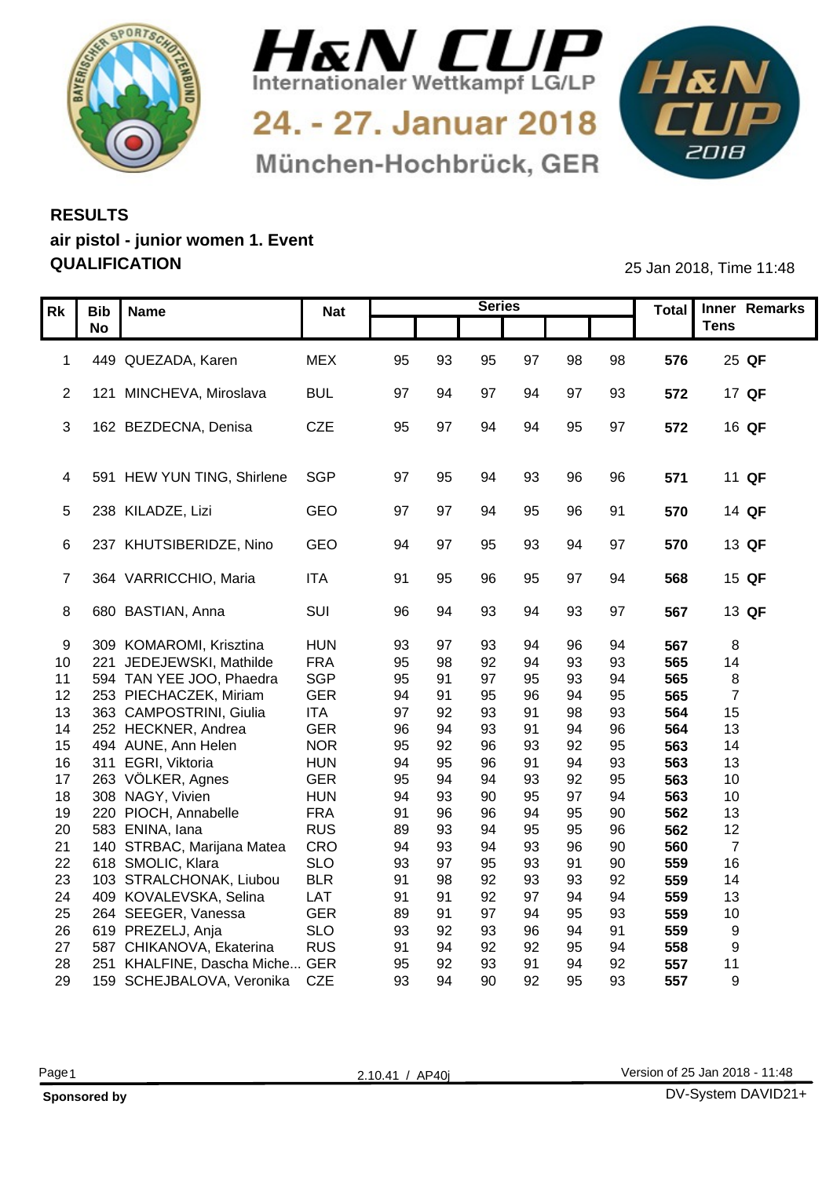# H&N CUP

Internationaler Wettkampf LG/LP

24. - 27. Januar 2018

München-Hochbrück, GER

## RESULTS
## air pistol - junior women 1. Event
## QUALIFICATION

25 Jan 2018, Time 11:48

| Rk | Bib No | Name | Nat | Series | | | | | | Total | Inner Tens | Remarks |
|---|---|---|---|---|---|---|---|---|---|---|---|---|
| 1 | 449 | QUEZADA, Karen | MEX | 95 | 93 | 95 | 97 | 98 | 98 | **576** | 25 | **QF** |
| 2 | 121 | MINCHEVA, Miroslava | BUL | 97 | 94 | 97 | 94 | 97 | 93 | **572** | 17 | **QF** |
| 3 | 162 | BEZDECNA, Denisa | CZE | 95 | 97 | 94 | 94 | 95 | 97 | **572** | 16 | **QF** |
| 4 | 591 | HEW YUN TING, Shirlene | SGP | 97 | 95 | 94 | 93 | 96 | 96 | **571** | 11 | **QF** |
| 5 | 238 | KILADZE, Lizi | GEO | 97 | 97 | 94 | 95 | 96 | 91 | **570** | 14 | **QF** |
| 6 | 237 | KHUTSIBERIDZE, Nino | GEO | 94 | 97 | 95 | 93 | 94 | 97 | **570** | 13 | **QF** |
| 7 | 364 | VARRICCHIO, Maria | ITA | 91 | 95 | 96 | 95 | 97 | 94 | **568** | 15 | **QF** |
| 8 | 680 | BASTIAN, Anna | SUI | 96 | 94 | 93 | 94 | 93 | 97 | **567** | 13 | **QF** |
| 9 | 309 | KOMAROMI, Krisztina | HUN | 93 | 97 | 93 | 94 | 96 | 94 | **567** | 8 | |
| 10 | 221 | JEDEJEWSKI, Mathilde | FRA | 95 | 98 | 92 | 94 | 93 | 93 | **565** | 14 | |
| 11 | 594 | TAN YEE JOO, Phaedra | SGP | 95 | 91 | 97 | 95 | 93 | 94 | **565** | 8 | |
| 12 | 253 | PIECHACZEK, Miriam | GER | 94 | 91 | 95 | 96 | 94 | 95 | **565** | 7 | |
| 13 | 363 | CAMPOSTRINI, Giulia | ITA | 97 | 92 | 93 | 91 | 98 | 93 | **564** | 15 | |
| 14 | 252 | HECKNER, Andrea | GER | 96 | 94 | 93 | 91 | 94 | 96 | **564** | 13 | |
| 15 | 494 | AUNE, Ann Helen | NOR | 95 | 92 | 96 | 93 | 92 | 95 | **563** | 14 | |
| 16 | 311 | EGRI, Viktoria | HUN | 94 | 95 | 96 | 91 | 94 | 93 | **563** | 13 | |
| 17 | 263 | VÖLKER, Agnes | GER | 95 | 94 | 94 | 93 | 92 | 95 | **563** | 10 | |
| 18 | 308 | NAGY, Vivien | HUN | 94 | 93 | 90 | 95 | 97 | 94 | **563** | 10 | |
| 19 | 220 | PIOCH, Annabelle | FRA | 91 | 96 | 96 | 94 | 95 | 90 | **562** | 13 | |
| 20 | 583 | ENINA, Iana | RUS | 89 | 93 | 94 | 95 | 95 | 96 | **562** | 12 | |
| 21 | 140 | STRBAC, Marijana Matea | CRO | 94 | 93 | 94 | 93 | 96 | 90 | **560** | 7 | |
| 22 | 618 | SMOLIC, Klara | SLO | 93 | 97 | 95 | 93 | 91 | 90 | **559** | 16 | |
| 23 | 103 | STRALCHONAK, Liubou | BLR | 91 | 98 | 92 | 93 | 93 | 92 | **559** | 14 | |
| 24 | 409 | KOVALEVSKA, Selina | LAT | 91 | 91 | 92 | 97 | 94 | 94 | **559** | 13 | |
| 25 | 264 | SEEGER, Vanessa | GER | 89 | 91 | 97 | 94 | 95 | 93 | **559** | 10 | |
| 26 | 619 | PREZELJ, Anja | SLO | 93 | 92 | 93 | 96 | 94 | 91 | **559** | 9 | |
| 27 | 587 | CHIKANOVA, Ekaterina | RUS | 91 | 94 | 92 | 92 | 95 | 94 | **558** | 9 | |
| 28 | 251 | KHALFINE, Dascha Miche... | GER | 95 | 92 | 93 | 91 | 94 | 92 | **557** | 11 | |
| 29 | 159 | SCHEJBALOVA, Veronika | CZE | 93 | 94 | 90 | 92 | 95 | 93 | **557** | 9 | |

2.10.41 / AP40j

Version of 25 Jan 2018 - 11:48

**Sponsored by**

DV-System DAVID21+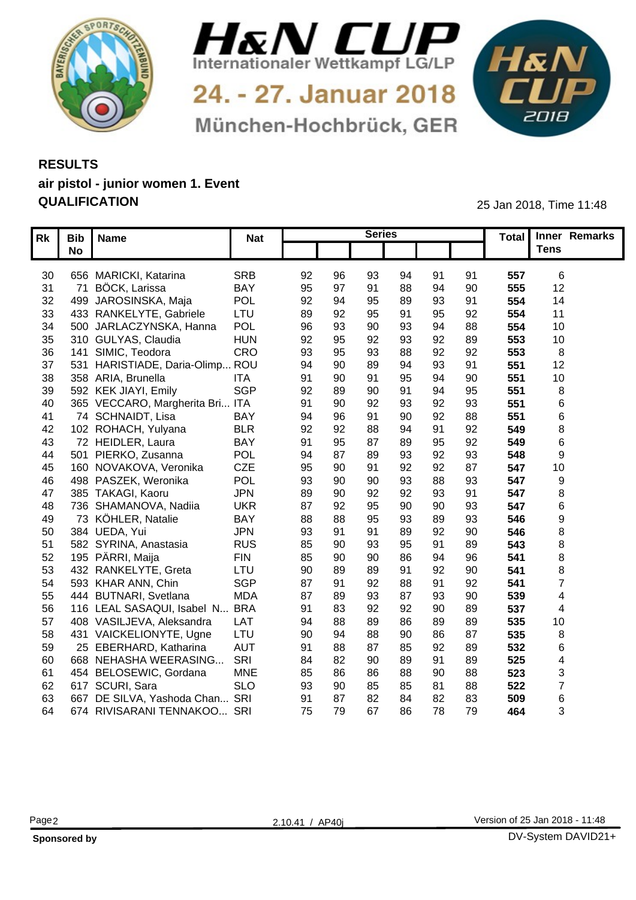# H&N CUP

Internationaler Wettkampf LG/LP

24. - 27. Januar 2018

München-Hochbrück, GER

## RESULTS

**air pistol - junior women 1. Event**

**QUALIFICATION**

25 Jan 2018, Time 11:48

| Rk | Bib No | Name | Nat | Series | | | | | | Total | Inner Tens | Remarks |
|---|---|---|---|---|---|---|---|---|---|---|---|---|
| 30 | 656 | MARICKI, Katarina | SRB | 92 | 96 | 93 | 94 | 91 | 91 | **557** | 6 | |
| 31 | 71 | BÖCK, Larissa | BAY | 95 | 97 | 91 | 88 | 94 | 90 | **555** | 12 | |
| 32 | 499 | JAROSINSKA, Maja | POL | 92 | 94 | 95 | 89 | 93 | 91 | **554** | 14 | |
| 33 | 433 | RANKELYTE, Gabriele | LTU | 89 | 92 | 95 | 91 | 95 | 92 | **554** | 11 | |
| 34 | 500 | JARLACZYNSKA, Hanna | POL | 96 | 93 | 90 | 93 | 94 | 88 | **554** | 10 | |
| 35 | 310 | GULYAS, Claudia | HUN | 92 | 95 | 92 | 93 | 92 | 89 | **553** | 10 | |
| 36 | 141 | SIMIC, Teodora | CRO | 93 | 95 | 93 | 88 | 92 | 92 | **553** | 8 | |
| 37 | 531 | HARISTIADE, Daria-Olimp... | ROU | 94 | 90 | 89 | 94 | 93 | 91 | **551** | 12 | |
| 38 | 358 | ARIA, Brunella | ITA | 91 | 90 | 91 | 95 | 94 | 90 | **551** | 10 | |
| 39 | 592 | KEK JIAYI, Emily | SGP | 92 | 89 | 90 | 91 | 94 | 95 | **551** | 8 | |
| 40 | 365 | VECCARO, Margherita Bri... | ITA | 91 | 90 | 92 | 93 | 92 | 93 | **551** | 6 | |
| 41 | 74 | SCHNAIDT, Lisa | BAY | 94 | 96 | 91 | 90 | 92 | 88 | **551** | 6 | |
| 42 | 102 | ROHACH, Yulyana | BLR | 92 | 92 | 88 | 94 | 91 | 92 | **549** | 8 | |
| 43 | 72 | HEIDLER, Laura | BAY | 91 | 95 | 87 | 89 | 95 | 92 | **549** | 6 | |
| 44 | 501 | PIERKO, Zusanna | POL | 94 | 87 | 89 | 93 | 92 | 93 | **548** | 9 | |
| 45 | 160 | NOVAKOVA, Veronika | CZE | 95 | 90 | 91 | 92 | 92 | 87 | **547** | 10 | |
| 46 | 498 | PASZEK, Weronika | POL | 93 | 90 | 90 | 93 | 88 | 93 | **547** | 9 | |
| 47 | 385 | TAKAGI, Kaoru | JPN | 89 | 90 | 92 | 92 | 93 | 91 | **547** | 8 | |
| 48 | 736 | SHAMANOVA, Nadiia | UKR | 87 | 92 | 95 | 90 | 90 | 93 | **547** | 6 | |
| 49 | 73 | KÖHLER, Natalie | BAY | 88 | 88 | 95 | 93 | 89 | 93 | **546** | 9 | |
| 50 | 384 | UEDA, Yui | JPN | 93 | 91 | 91 | 89 | 92 | 90 | **546** | 8 | |
| 51 | 582 | SYRINA, Anastasia | RUS | 85 | 90 | 93 | 95 | 91 | 89 | **543** | 8 | |
| 52 | 195 | PÄRRI, Maija | FIN | 85 | 90 | 90 | 86 | 94 | 96 | **541** | 8 | |
| 53 | 432 | RANKELYTE, Greta | LTU | 90 | 89 | 89 | 91 | 92 | 90 | **541** | 8 | |
| 54 | 593 | KHAR ANN, Chin | SGP | 87 | 91 | 92 | 88 | 91 | 92 | **541** | 7 | |
| 55 | 444 | BUTNARI, Svetlana | MDA | 87 | 89 | 93 | 87 | 93 | 90 | **539** | 4 | |
| 56 | 116 | LEAL SASAQUI, Isabel N... | BRA | 91 | 83 | 92 | 92 | 90 | 89 | **537** | 4 | |
| 57 | 408 | VASILJEVA, Aleksandra | LAT | 94 | 88 | 89 | 86 | 89 | 89 | **535** | 10 | |
| 58 | 431 | VAICKELIONYTE, Ugne | LTU | 90 | 94 | 88 | 90 | 86 | 87 | **535** | 8 | |
| 59 | 25 | EBERHARD, Katharina | AUT | 91 | 88 | 87 | 85 | 92 | 89 | **532** | 6 | |
| 60 | 668 | NEHASHA WEERASING... | SRI | 84 | 82 | 90 | 89 | 91 | 89 | **525** | 4 | |
| 61 | 454 | BELOSEWIC, Gordana | MNE | 85 | 86 | 86 | 88 | 90 | 88 | **523** | 3 | |
| 62 | 617 | SCURI, Sara | SLO | 93 | 90 | 85 | 85 | 81 | 88 | **522** | 7 | |
| 63 | 667 | DE SILVA, Yashoda Chan... | SRI | 91 | 87 | 82 | 84 | 82 | 83 | **509** | 6 | |
| 64 | 674 | RIVISARANI TENNAKOO... | SRI | 75 | 79 | 67 | 86 | 78 | 79 | **464** | 3 | |

2.10.41 / AP40j

Version of 25 Jan 2018 - 11:48

**Sponsored by**

DV-System DAVID21+